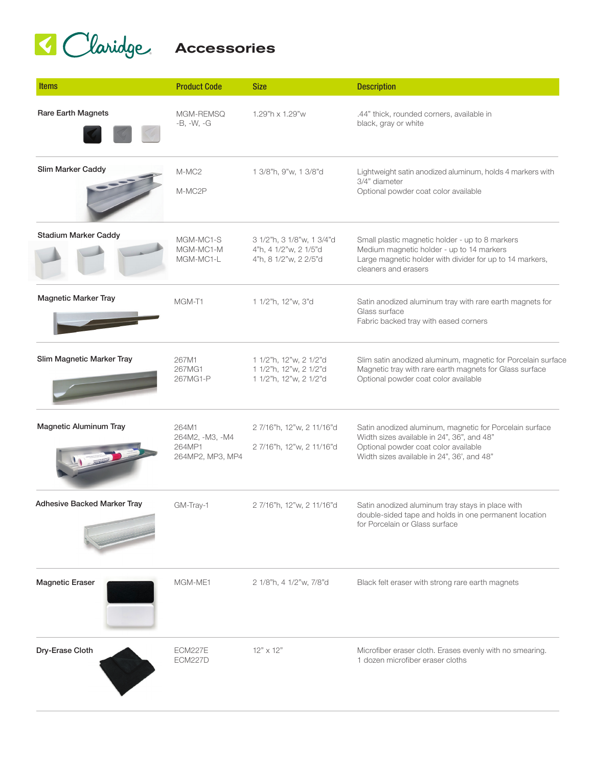# Claridge Accessories

| Items | Product Code | Size | Description |
|---|---|---|---|
| Rare Earth Magnets | MGM-REMSQ -B, -W, -G | 1.29"h x 1.29"w | .44" thick, rounded corners, available in black, gray or white |
| Slim Marker Caddy | M-MC2<br>M-MC2P | 1 3/8"h, 9"w, 1 3/8"d | Lightweight satin anodized aluminum, holds 4 markers with 3/4" diameter<br>Optional powder coat color available |
| Stadium Marker Caddy | MGM-MC1-S<br>MGM-MC1-M<br>MGM-MC1-L | 3 1/2"h, 3 1/8"w, 1 3/4"d<br>4"h, 4 1/2"w, 2 1/5"d<br>4"h, 8 1/2"w, 2 2/5"d | Small plastic magnetic holder - up to 8 markers<br>Medium magnetic holder - up to 14 markers<br>Large magnetic holder with divider for up to 14 markers, cleaners and erasers |
| Magnetic Marker Tray | MGM-T1 | 1 1/2"h, 12"w, 3"d | Satin anodized aluminum tray with rare earth magnets for Glass surface<br>Fabric backed tray with eased corners |
| Slim Magnetic Marker Tray | 267M1<br>267MG1<br>267MG1-P | 1 1/2"h, 12"w, 2 1/2"d<br>1 1/2"h, 12"w, 2 1/2"d<br>1 1/2"h, 12"w, 2 1/2"d | Slim satin anodized aluminum, magnetic for Porcelain surface<br>Magnetic tray with rare earth magnets for Glass surface<br>Optional powder coat color available |
| Magnetic Aluminum Tray | 264M1<br>264M2, -M3, -M4<br>264MP1<br>264MP2, MP3, MP4 | 2 7/16"h, 12"w, 2 11/16"d<br><br>2 7/16"h, 12"w, 2 11/16"d | Satin anodized aluminum, magnetic for Porcelain surface<br>Width sizes available in 24", 36", and 48"<br>Optional powder coat color available<br>Width sizes available in 24", 36', and 48" |
| Adhesive Backed Marker Tray | GM-Tray-1 | 2 7/16"h, 12"w, 2 11/16"d | Satin anodized aluminum tray stays in place with double-sided tape and holds in one permanent location for Porcelain or Glass surface |
| Magnetic Eraser | MGM-ME1 | 2 1/8"h, 4 1/2"w, 7/8"d | Black felt eraser with strong rare earth magnets |
| Dry-Erase Cloth | ECM227E<br>ECM227D | 12" x 12" | Microfiber eraser cloth. Erases evenly with no smearing.<br>1 dozen microfiber eraser cloths |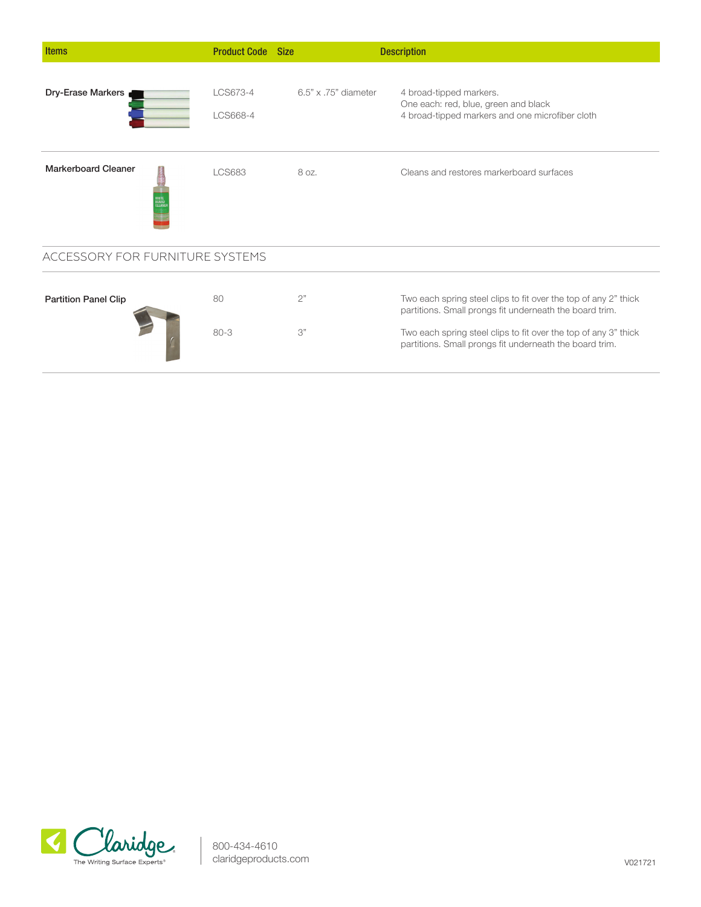| Items | Product Code | Size | Description |
|---|---|---|---|
| Dry-Erase Markers | LCS673-4 | 6.5" x .75" diameter | 4 broad-tipped markers. One each: red, blue, green and black |
| | LCS668-4 | | 4 broad-tipped markers and one microfiber cloth |
| Markerboard Cleaner | LCS683 | 8 oz. | Cleans and restores markerboard surfaces |

## ACCESSORY FOR FURNITURE SYSTEMS

| Items | Product Code | Size | Description |
|---|---|---|---|
| Partition Panel Clip | 80 | 2" | Two each spring steel clips to fit over the top of any 2" thick partitions. Small prongs fit underneath the board trim. |
| | 80-3 | 3" | Two each spring steel clips to fit over the top of any 3" thick partitions. Small prongs fit underneath the board trim. |

Claridge
The Writing Surface Experts®

800-434-4610
claridgeproducts.com

V021721